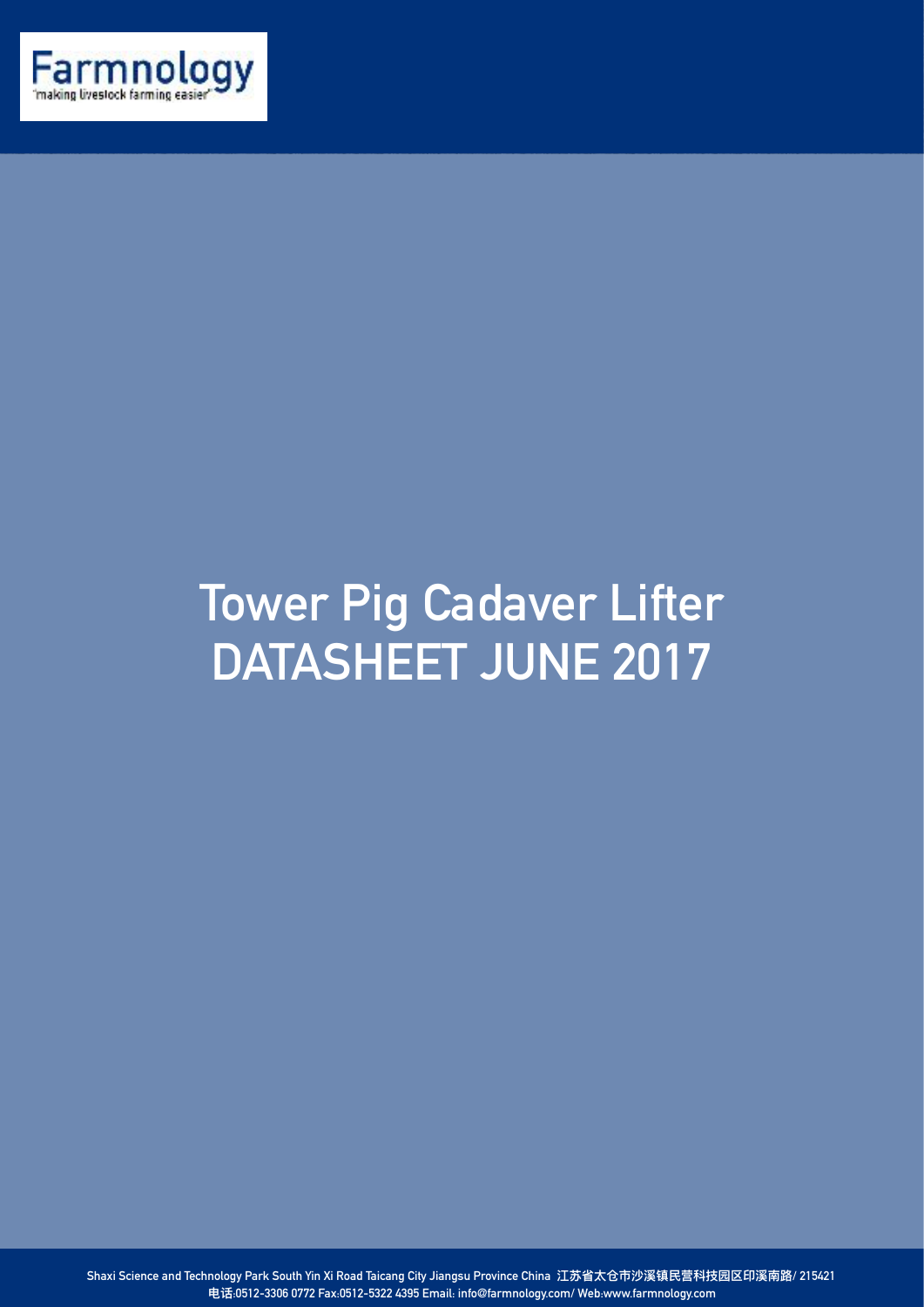Farmnology

'making livestock farming easier'

# Tower Pig Cadaver Lifter
# DATASHEET JUNE 2017

Shaxi Science and Technology Park South Yin Xi Road Taicang City Jiangsu Province China 江苏省太仓市沙溪镇民营科技园区印溪南路/ 215421
电话:0512-3306 0772 Fax:0512-5322 4395 Email: info@farmnology.com/ Web:www.farmnology.com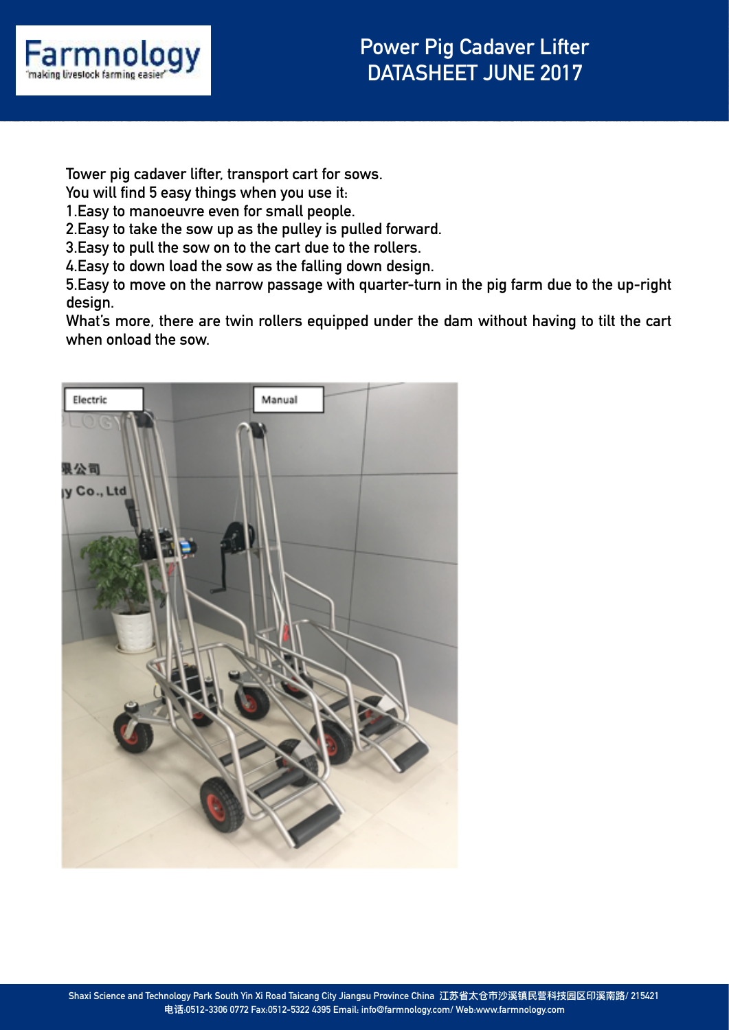# Power Pig Cadaver Lifter DATASHEET JUNE 2017

Tower pig cadaver lifter, transport cart for sows.
You will find 5 easy things when you use it:

1.Easy to manoeuvre even for small people.
2.Easy to take the sow up as the pulley is pulled forward.
3.Easy to pull the sow on to the cart due to the rollers.
4.Easy to down load the sow as the falling down design.
5.Easy to move on the narrow passage with quarter-turn in the pig farm due to the up-right design.

What's more, there are twin rollers equipped under the dam without having to tilt the cart when onload the sow.

Electric

Manual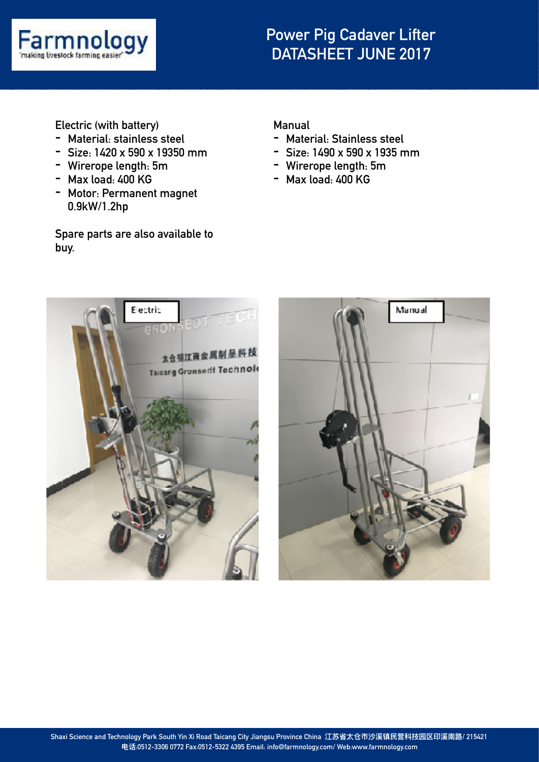Farmnology
"making livestock farming easier"

# Power Pig Cadaver Lifter DATASHEET JUNE 2017

Electric (with battery)

- Material: stainless steel
- Size: 1420 x 590 x 19350 mm
- Wirerope length: 5m
- Max load: 400 KG
- Motor: Permanent magnet 0.9kW/1.2hp

Spare parts are also available to buy.

Manual

- Material: Stainless steel
- Size: 1490 x 590 x 1935 mm
- Wirerope length: 5m
- Max load: 400 KG

Electric

Manual

Shaxi Science and Technology Park South Yin Xi Road Taicang City Jiangsu Province China 江苏省太仓市沙溪镇民营科技园区印溪南路/ 215421
电话:0512-3306 0772 Fax:0512-5322 4395 Email: info@farmnology.com/ Web:www.farmnology.com